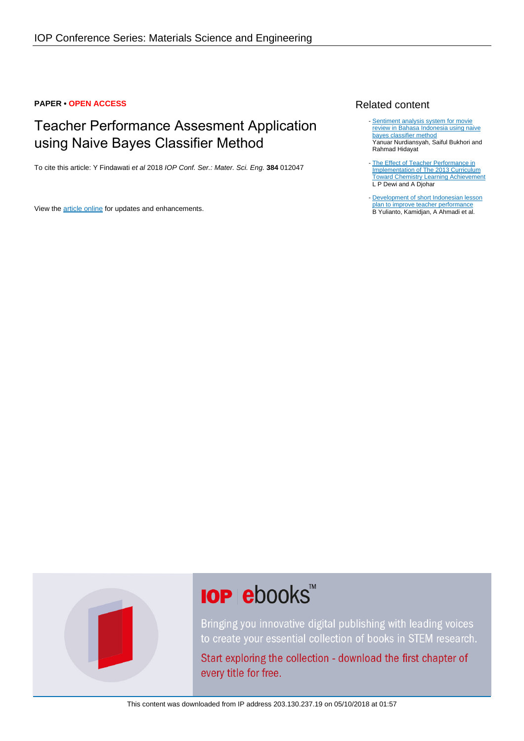IOP Conference Series: Materials Science and Engineering

**PAPER • OPEN ACCESS**

# Teacher Performance Assesment Application using Naive Bayes Classifier Method

To cite this article: Y Findawati *et al* 2018 *IOP Conf. Ser.: Mater. Sci. Eng.* **384** 012047

View the article online for updates and enhancements.

## Related content

- Sentiment analysis system for movie review in Bahasa Indonesia using naive bayes classifier method
  Yanuar Nurdiansyah, Saiful Bukhori and Rahmad Hidayat
- The Effect of Teacher Performance in Implementation of The 2013 Curriculum Toward Chemistry Learning Achievement
  L P Dewi and A Djohar
- Development of short Indonesian lesson plan to improve teacher performance
  B Yulianto, Kamidjan, A Ahmadi et al.

IOP ebooks™

Bringing you innovative digital publishing with leading voices to create your essential collection of books in STEM research.

Start exploring the collection - download the first chapter of every title for free.

This content was downloaded from IP address 203.130.237.19 on 05/10/2018 at 01:57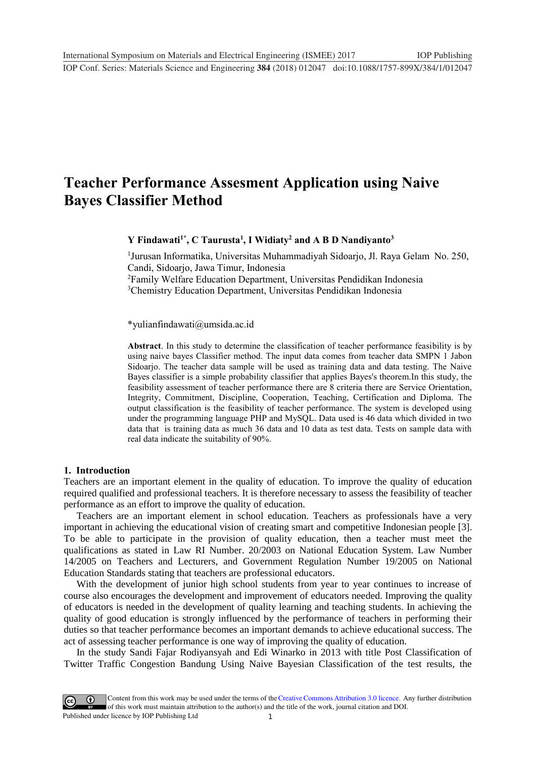# Teacher Performance Assesment Application using Naive Bayes Classifier Method

**Y Findawati[1*], C Taurusta[1], I Widiaty[2] and A B D Nandiyanto[3]**

[1]Jurusan Informatika, Universitas Muhammadiyah Sidoarjo, Jl. Raya Gelam No. 250, Candi, Sidoarjo, Jawa Timur, Indonesia
[2]Family Welfare Education Department, Universitas Pendidikan Indonesia
[3]Chemistry Education Department, Universitas Pendidikan Indonesia

*yulianfindawati@umsida.ac.id

**Abstract**. In this study to determine the classification of teacher performance feasibility is by using naive bayes Classifier method. The input data comes from teacher data SMPN 1 Jabon Sidoarjo. The teacher data sample will be used as training data and data testing. The Naive Bayes classifier is a simple probability classifier that applies Bayes's theorem.In this study, the feasibility assessment of teacher performance there are 8 criteria there are Service Orientation, Integrity, Commitment, Discipline, Cooperation, Teaching, Certification and Diploma. The output classification is the feasibility of teacher performance. The system is developed using under the programming language PHP and MySQL. Data used is 46 data which divided in two data that is training data as much 36 data and 10 data as test data. Tests on sample data with real data indicate the suitability of 90%.

## 1. Introduction

Teachers are an important element in the quality of education. To improve the quality of education required qualified and professional teachers. It is therefore necessary to assess the feasibility of teacher performance as an effort to improve the quality of education.

Teachers are an important element in school education. Teachers as professionals have a very important in achieving the educational vision of creating smart and competitive Indonesian people [3]. To be able to participate in the provision of quality education, then a teacher must meet the qualifications as stated in Law RI Number. 20/2003 on National Education System. Law Number 14/2005 on Teachers and Lecturers, and Government Regulation Number 19/2005 on National Education Standards stating that teachers are professional educators.

With the development of junior high school students from year to year continues to increase of course also encourages the development and improvement of educators needed. Improving the quality of educators is needed in the development of quality learning and teaching students. In achieving the quality of good education is strongly influenced by the performance of teachers in performing their duties so that teacher performance becomes an important demands to achieve educational success. The act of assessing teacher performance is one way of improving the quality of education.

In the study Sandi Fajar Rodiyansyah and Edi Winarko in 2013 with title Post Classification of Twitter Traffic Congestion Bandung Using Naive Bayesian Classification of the test results, the

Content from this work may be used under the terms of the Creative Commons Attribution 3.0 licence. Any further distribution of this work must maintain attribution to the author(s) and the title of the work, journal citation and DOI.
Published under licence by IOP Publishing Ltd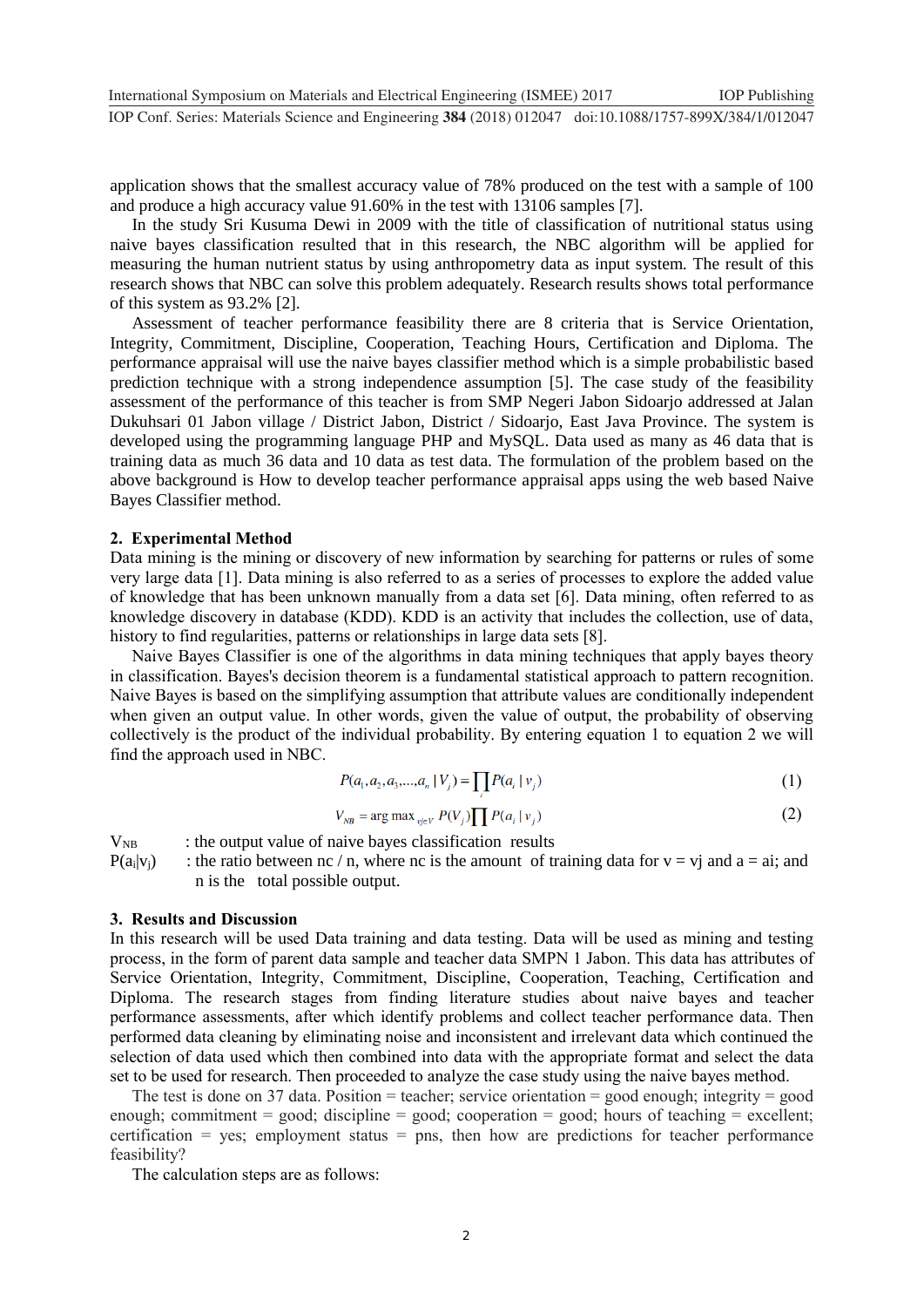application shows that the smallest accuracy value of 78% produced on the test with a sample of 100 and produce a high accuracy value 91.60% in the test with 13106 samples [7].

In the study Sri Kusuma Dewi in 2009 with the title of classification of nutritional status using naive bayes classification resulted that in this research, the NBC algorithm will be applied for measuring the human nutrient status by using anthropometry data as input system. The result of this research shows that NBC can solve this problem adequately. Research results shows total performance of this system as 93.2% [2].

Assessment of teacher performance feasibility there are 8 criteria that is Service Orientation, Integrity, Commitment, Discipline, Cooperation, Teaching Hours, Certification and Diploma. The performance appraisal will use the naive bayes classifier method which is a simple probabilistic based prediction technique with a strong independence assumption [5]. The case study of the feasibility assessment of the performance of this teacher is from SMP Negeri Jabon Sidoarjo addressed at Jalan Dukuhsari 01 Jabon village / District Jabon, District / Sidoarjo, East Java Province. The system is developed using the programming language PHP and MySQL. Data used as many as 46 data that is training data as much 36 data and 10 data as test data. The formulation of the problem based on the above background is How to develop teacher performance appraisal apps using the web based Naive Bayes Classifier method.

## 2. Experimental Method

Data mining is the mining or discovery of new information by searching for patterns or rules of some very large data [1]. Data mining is also referred to as a series of processes to explore the added value of knowledge that has been unknown manually from a data set [6]. Data mining, often referred to as knowledge discovery in database (KDD). KDD is an activity that includes the collection, use of data, history to find regularities, patterns or relationships in large data sets [8].

Naive Bayes Classifier is one of the algorithms in data mining techniques that apply bayes theory in classification. Bayes's decision theorem is a fundamental statistical approach to pattern recognition. Naive Bayes is based on the simplifying assumption that attribute values are conditionally independent when given an output value. In other words, given the value of output, the probability of observing collectively is the product of the individual probability. By entering equation 1 to equation 2 we will find the approach used in NBC.

$$P(a_1, a_2, a_3, \ldots, a_n \mid V_j) = \prod_i P(a_i \mid v_j) \tag{1}$$

$$V_{NB} = \arg\max_{v_j \in V} P(V_j) \prod P(a_i \mid v_j) \tag{2}$$

$V_{NB}$ : the output value of naive bayes classification results

$P(a_i|v_j)$ : the ratio between nc / n, where nc is the amount of training data for v = vj and a = ai; and n is the total possible output.

## 3. Results and Discussion

In this research will be used Data training and data testing. Data will be used as mining and testing process, in the form of parent data sample and teacher data SMPN 1 Jabon. This data has attributes of Service Orientation, Integrity, Commitment, Discipline, Cooperation, Teaching, Certification and Diploma. The research stages from finding literature studies about naive bayes and teacher performance assessments, after which identify problems and collect teacher performance data. Then performed data cleaning by eliminating noise and inconsistent and irrelevant data which continued the selection of data used which then combined into data with the appropriate format and select the data set to be used for research. Then proceeded to analyze the case study using the naive bayes method.

The test is done on 37 data. Position = teacher; service orientation = good enough; integrity = good enough; commitment = good; discipline = good; cooperation = good; hours of teaching = excellent; certification = yes; employment status = pns, then how are predictions for teacher performance feasibility?

The calculation steps are as follows: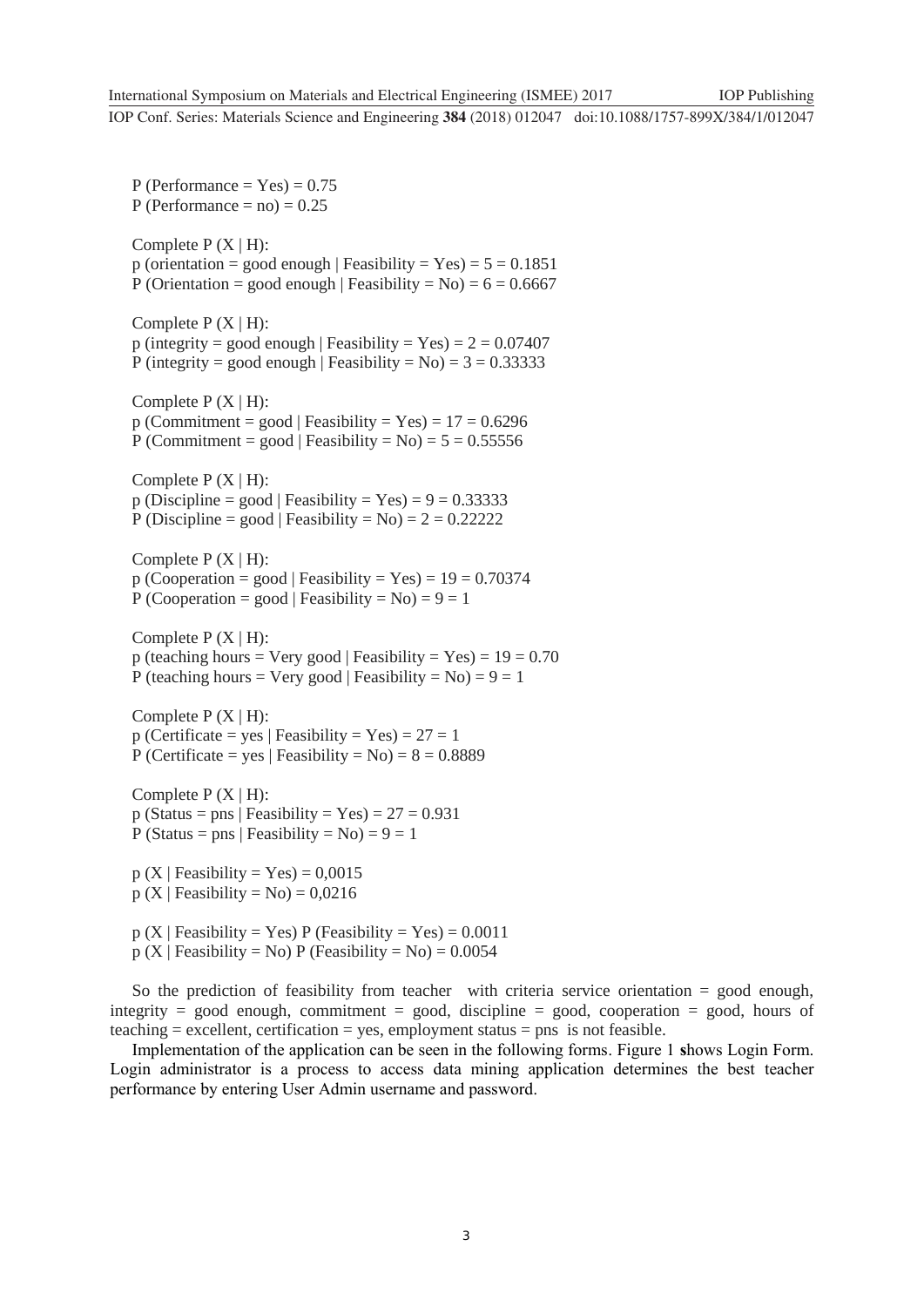P (Performance = Yes) = 0.75
P (Performance = no) = 0.25

Complete P (X | H):
p (orientation = good enough | Feasibility = Yes) = 5 = 0.1851
P (Orientation = good enough | Feasibility = No) = 6 = 0.6667

Complete P (X | H):
p (integrity = good enough | Feasibility = Yes) = 2 = 0.07407
P (integrity = good enough | Feasibility = No) = 3 = 0.33333

Complete P (X | H):
p (Commitment = good | Feasibility = Yes) = 17 = 0.6296
P (Commitment = good | Feasibility = No) = 5 = 0.55556

Complete P (X | H):
p (Discipline = good | Feasibility = Yes) = 9 = 0.33333
P (Discipline = good | Feasibility = No) = 2 = 0.22222

Complete P (X | H):
p (Cooperation = good | Feasibility = Yes) = 19 = 0.70374
P (Cooperation = good | Feasibility = No) = 9 = 1

Complete P (X | H):
p (teaching hours = Very good | Feasibility = Yes) = 19 = 0.70
P (teaching hours = Very good | Feasibility = No) = 9 = 1

Complete P (X | H):
p (Certificate = yes | Feasibility = Yes) = 27 = 1
P (Certificate = yes | Feasibility = No) = 8 = 0.8889

Complete P (X | H):
p (Status = pns | Feasibility = Yes) = 27 = 0.931
P (Status = pns | Feasibility = No) = 9 = 1

p (X | Feasibility = Yes) = 0,0015
p (X | Feasibility = No) = 0,0216

p (X | Feasibility = Yes) P (Feasibility = Yes) = 0.0011
p (X | Feasibility = No) P (Feasibility = No) = 0.0054

So the prediction of feasibility from teacher with criteria service orientation = good enough, integrity = good enough, commitment = good, discipline = good, cooperation = good, hours of teaching = excellent, certification = yes, employment status = pns is not feasible.

Implementation of the application can be seen in the following forms. Figure 1 shows Login Form. Login administrator is a process to access data mining application determines the best teacher performance by entering User Admin username and password.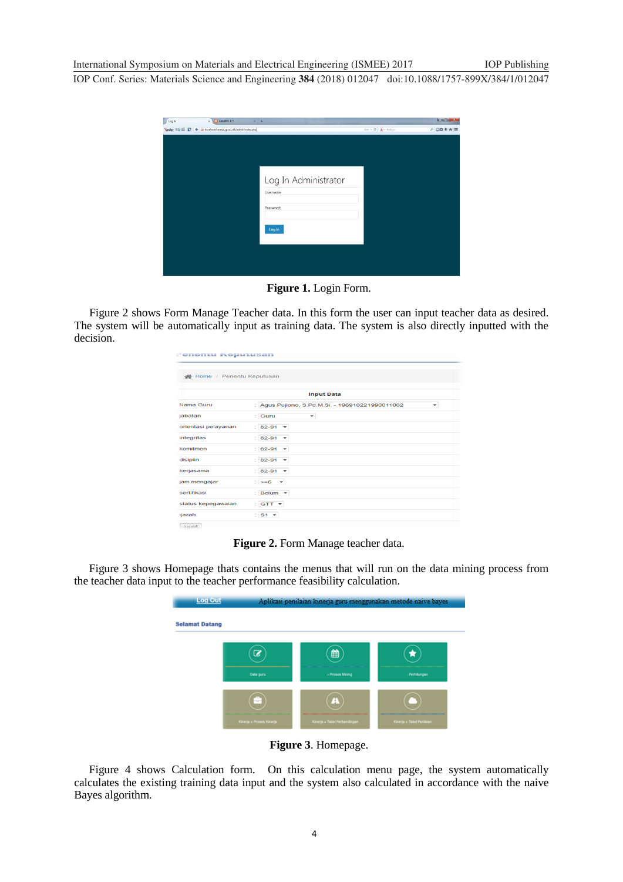**Figure 1.** Login Form.

Figure 2 shows Form Manage Teacher data. In this form the user can input teacher data as desired. The system will be automatically input as training data. The system is also directly inputted with the decision.

**Figure 2.** Form Manage teacher data.

Figure 3 shows Homepage thats contains the menus that will run on the data mining process from the teacher data input to the teacher performance feasibility calculation.

**Figure 3**. Homepage.

Figure 4 shows Calculation form. On this calculation menu page, the system automatically calculates the existing training data input and the system also calculated in accordance with the naive Bayes algorithm.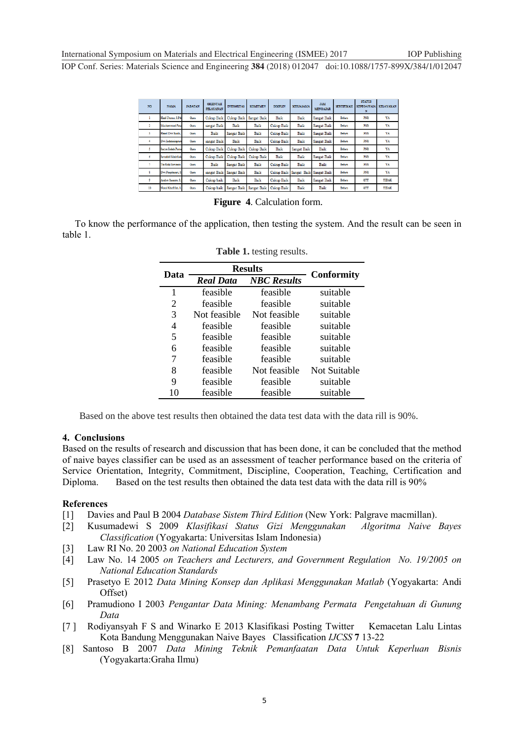| NO | NAMA | JABATAN | ORIENTASI PELAYANAN | INTEGRITAS | KOMITMEN | DISIPLIN | KERJASAMA | JAM MENGAJAR | SERTIFIKASI | STATUS KEPEGAWAIAN | KELAYAKAN |
|---|---|---|---|---|---|---|---|---|---|---|---|
| 1 | Hadi Utomo, S.Pd | Guru | Cukup Baik | Cukup Baik | Sangat Baik | Baik | Baik | Sangat Baik | Belum | PNS | YA |
| 2 | Mochammad Fau | Guru | sangat Baik | Baik | Baik | Cukup Baik | Baik | Sangat Baik | Belum | PNS | YA |
| 3 | Hanif Dwi Susilo, | Guru | Baik | Sangat Baik | Baik | Cukup Baik | Baik | Sangat Baik | Belum | PNS | YA |
| 4 | Dwi Indraningrum | Guru | sangat Baik | Baik | Baik | Cukup Baik | Baik | Sangat Baik | Belum | PNS | YA |
| 5 | Surya Indah Purn | Guru | Cukup Baik | Cukup Baik | Cukup Baik | Baik | Sangat Baik | Baik | Belum | PNS | YA |
| 6 | Istiabul Mahfudz | Guru | Cukup Baik | Cukup Baik | Cukup Baik | Baik | Baik | Sangat Baik | Belum | PNS | YA |
| 7 | Tri Retni Setyowati | Guru | Baik | Sangat Baik | Baik | Cukup Baik | Baik | Baik | Belum | PNS | YA |
| 8 | Dwi Puspitasari, S | Guru | sangat Baik | Sangat Baik | Baik | Cukup Baik | Sangat Baik | Sangat Baik | Belum | PNS | YA |
| 9 | Andyo Susanto, S. | Guru | Cukup baik | Baik | Baik | Cukup Baik | Baik | Sangat Baik | Belum | GTT | TIDAK |
| 10 | Nurul Kholifah, S | Guru | Cukup baik | Sangat Baik | Sangat Baik | Cukup Baik | Baik | Baik | Belum | GTT | TIDAK |

**Figure 4**. Calculation form.

To know the performance of the application, then testing the system. And the result can be seen in table 1.

**Table 1.** testing results.

| Data | Results | | Conformity |
|---|---|---|---|
| | ***Real Data*** | ***NBC Results*** | |
| 1 | feasible | feasible | suitable |
| 2 | feasible | feasible | suitable |
| 3 | Not feasible | Not feasible | suitable |
| 4 | feasible | feasible | suitable |
| 5 | feasible | feasible | suitable |
| 6 | feasible | feasible | suitable |
| 7 | feasible | feasible | suitable |
| 8 | feasible | Not feasible | Not Suitable |
| 9 | feasible | feasible | suitable |
| 10 | feasible | feasible | suitable |

Based on the above test results then obtained the data test data with the data rill is 90%.

## 4. Conclusions

Based on the results of research and discussion that has been done, it can be concluded that the method of naive bayes classifier can be used as an assessment of teacher performance based on the criteria of Service Orientation, Integrity, Commitment, Discipline, Cooperation, Teaching, Certification and Diploma. Based on the test results then obtained the data test data with the data rill is 90%

## References

[1] Davies and Paul B 2004 *Database Sistem Third Edition* (New York: Palgrave macmillan).

[2] Kusumadewi S 2009 *Klasifikasi Status Gizi Menggunakan Algoritma Naive Bayes Classification* (Yogyakarta: Universitas Islam Indonesia)

[3] Law RI No. 20 2003 *on National Education System*

[4] Law No. 14 2005 *on Teachers and Lecturers, and Government Regulation No. 19/2005 on National Education Standards*

[5] Prasetyo E 2012 *Data Mining Konsep dan Aplikasi Menggunakan Matlab* (Yogyakarta: Andi Offset)

[6] Pramudiono I 2003 *Pengantar Data Mining: Menambang Permata Pengetahuan di Gunung Data*

[7 ] Rodiyansyah F S and Winarko E 2013 Klasifikasi Posting Twitter Kemacetan Lalu Lintas Kota Bandung Menggunakan Naive Bayes Classification *IJCSS* **7** 13-22

[8] Santoso B 2007 *Data Mining Teknik Pemanfaatan Data Untuk Keperluan Bisnis* (Yogyakarta:Graha Ilmu)